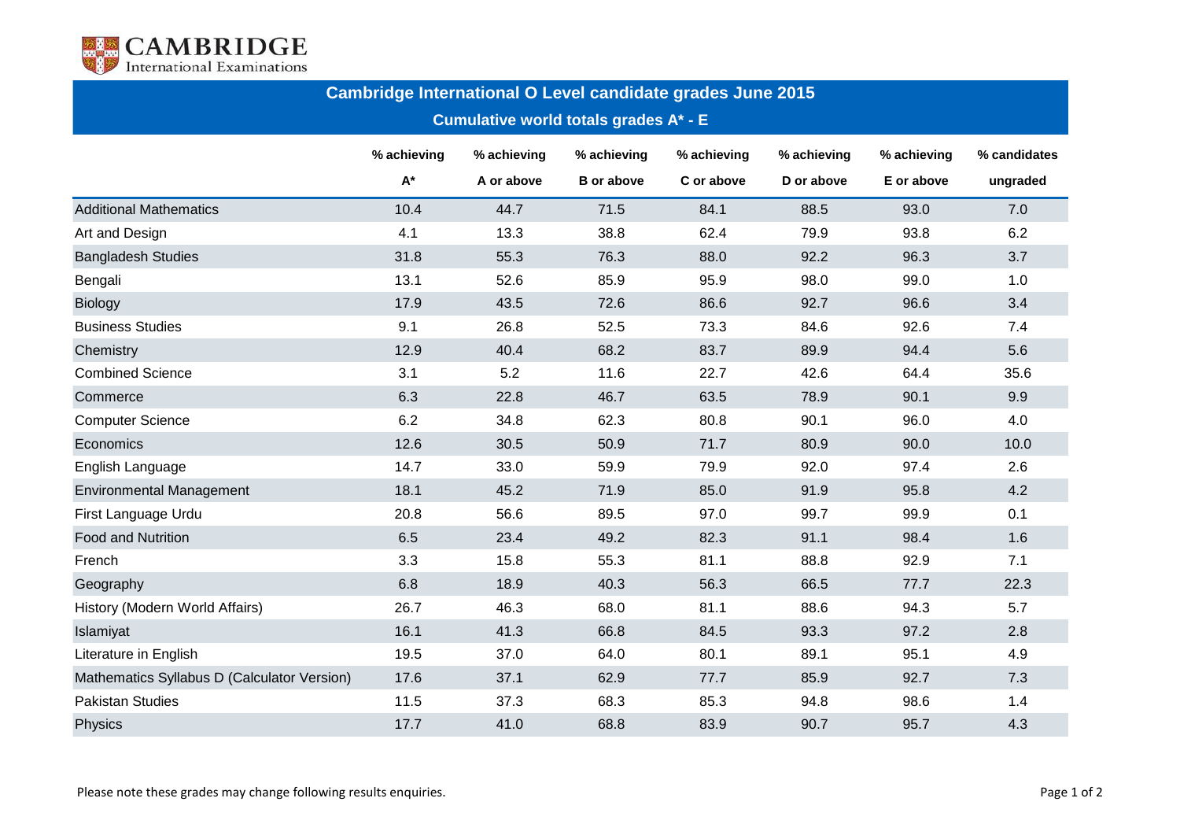Cambridge International Examinations

# Cambridge International O Level candidate grades June 2015

## Cumulative world totals grades A* - E

| | % achieving A* | % achieving A or above | % achieving B or above | % achieving C or above | % achieving D or above | % achieving E or above | % candidates ungraded |
|---|---|---|---|---|---|---|---|
| Additional Mathematics | 10.4 | 44.7 | 71.5 | 84.1 | 88.5 | 93.0 | 7.0 |
| Art and Design | 4.1 | 13.3 | 38.8 | 62.4 | 79.9 | 93.8 | 6.2 |
| Bangladesh Studies | 31.8 | 55.3 | 76.3 | 88.0 | 92.2 | 96.3 | 3.7 |
| Bengali | 13.1 | 52.6 | 85.9 | 95.9 | 98.0 | 99.0 | 1.0 |
| Biology | 17.9 | 43.5 | 72.6 | 86.6 | 92.7 | 96.6 | 3.4 |
| Business Studies | 9.1 | 26.8 | 52.5 | 73.3 | 84.6 | 92.6 | 7.4 |
| Chemistry | 12.9 | 40.4 | 68.2 | 83.7 | 89.9 | 94.4 | 5.6 |
| Combined Science | 3.1 | 5.2 | 11.6 | 22.7 | 42.6 | 64.4 | 35.6 |
| Commerce | 6.3 | 22.8 | 46.7 | 63.5 | 78.9 | 90.1 | 9.9 |
| Computer Science | 6.2 | 34.8 | 62.3 | 80.8 | 90.1 | 96.0 | 4.0 |
| Economics | 12.6 | 30.5 | 50.9 | 71.7 | 80.9 | 90.0 | 10.0 |
| English Language | 14.7 | 33.0 | 59.9 | 79.9 | 92.0 | 97.4 | 2.6 |
| Environmental Management | 18.1 | 45.2 | 71.9 | 85.0 | 91.9 | 95.8 | 4.2 |
| First Language Urdu | 20.8 | 56.6 | 89.5 | 97.0 | 99.7 | 99.9 | 0.1 |
| Food and Nutrition | 6.5 | 23.4 | 49.2 | 82.3 | 91.1 | 98.4 | 1.6 |
| French | 3.3 | 15.8 | 55.3 | 81.1 | 88.8 | 92.9 | 7.1 |
| Geography | 6.8 | 18.9 | 40.3 | 56.3 | 66.5 | 77.7 | 22.3 |
| History (Modern World Affairs) | 26.7 | 46.3 | 68.0 | 81.1 | 88.6 | 94.3 | 5.7 |
| Islamiyat | 16.1 | 41.3 | 66.8 | 84.5 | 93.3 | 97.2 | 2.8 |
| Literature in English | 19.5 | 37.0 | 64.0 | 80.1 | 89.1 | 95.1 | 4.9 |
| Mathematics Syllabus D (Calculator Version) | 17.6 | 37.1 | 62.9 | 77.7 | 85.9 | 92.7 | 7.3 |
| Pakistan Studies | 11.5 | 37.3 | 68.3 | 85.3 | 94.8 | 98.6 | 1.4 |
| Physics | 17.7 | 41.0 | 68.8 | 83.9 | 90.7 | 95.7 | 4.3 |

Please note these grades may change following results enquiries.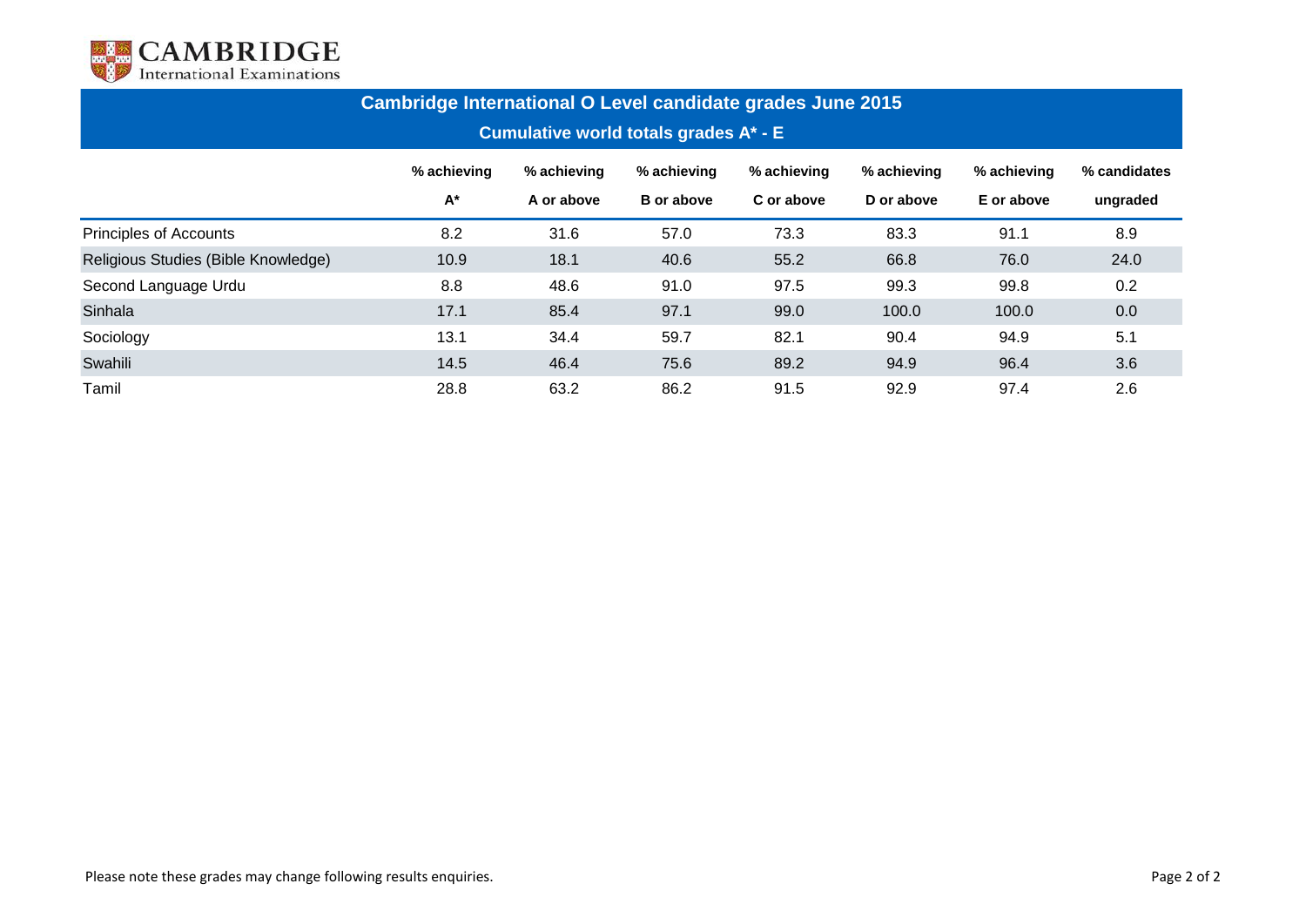CAMBRIDGE International Examinations

# Cambridge International O Level candidate grades June 2015

## Cumulative world totals grades A* - E

| | % achieving A* | % achieving A or above | % achieving B or above | % achieving C or above | % achieving D or above | % achieving E or above | % candidates ungraded |
|---|---|---|---|---|---|---|---|
| Principles of Accounts | 8.2 | 31.6 | 57.0 | 73.3 | 83.3 | 91.1 | 8.9 |
| Religious Studies (Bible Knowledge) | 10.9 | 18.1 | 40.6 | 55.2 | 66.8 | 76.0 | 24.0 |
| Second Language Urdu | 8.8 | 48.6 | 91.0 | 97.5 | 99.3 | 99.8 | 0.2 |
| Sinhala | 17.1 | 85.4 | 97.1 | 99.0 | 100.0 | 100.0 | 0.0 |
| Sociology | 13.1 | 34.4 | 59.7 | 82.1 | 90.4 | 94.9 | 5.1 |
| Swahili | 14.5 | 46.4 | 75.6 | 89.2 | 94.9 | 96.4 | 3.6 |
| Tamil | 28.8 | 63.2 | 86.2 | 91.5 | 92.9 | 97.4 | 2.6 |

Please note these grades may change following results enquiries.